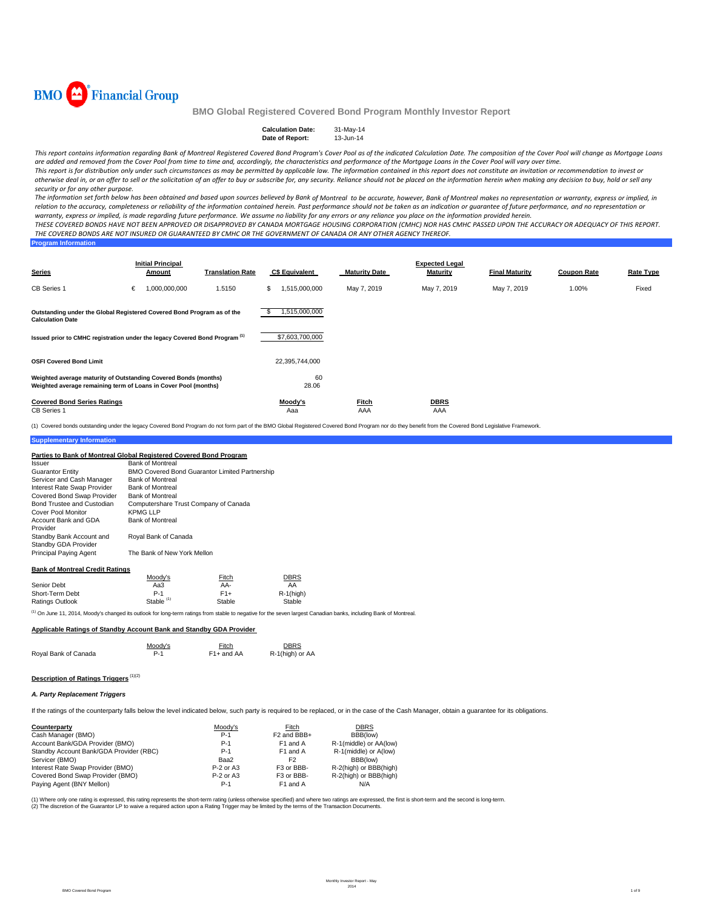BMO Financial Group

# BMO Global Registered Covered Bond Program Monthly Investor Report

**Calculation Date:** 31-May-14
**Date of Report:** 13-Jun-14

*This report contains information regarding Bank of Montreal Registered Covered Bond Program's Cover Pool as of the indicated Calculation Date. The composition of the Cover Pool will change as Mortgage Loans are added and removed from the Cover Pool from time to time and, accordingly, the characteristics and performance of the Mortgage Loans in the Cover Pool will vary over time.*

*This report is for distribution only under such circumstances as may be permitted by applicable law. The information contained in this report does not constitute an invitation or recommendation to invest or otherwise deal in, or an offer to sell or the solicitation of an offer to buy or subscribe for, any security. Reliance should not be placed on the information herein when making any decision to buy, hold or sell any security or for any other purpose.*

*The information set forth below has been obtained and based upon sources believed by Bank of Montreal to be accurate, however, Bank of Montreal makes no representation or warranty, express or implied, in relation to the accuracy, completeness or reliability of the information contained herein. Past performance should not be taken as an indication or guarantee of future performance, and no representation or warranty, express or implied, is made regarding future performance. We assume no liability for any errors or any reliance you place on the information provided herein.*

*THESE COVERED BONDS HAVE NOT BEEN APPROVED OR DISAPPROVED BY CANADA MORTGAGE HOUSING CORPORATION (CMHC) NOR HAS CMHC PASSED UPON THE ACCURACY OR ADEQUACY OF THIS REPORT. THE COVERED BONDS ARE NOT INSURED OR GUARANTEED BY CMHC OR THE GOVERNMENT OF CANADA OR ANY OTHER AGENCY THEREOF.*

## Program Information

| Series | Initial Principal Amount | Translation Rate | C$ Equivalent | Maturity Date | Expected Legal Maturity | Final Maturity | Coupon Rate | Rate Type |
|---|---|---|---|---|---|---|---|---|
| CB Series 1 | € 1,000,000,000 | 1.5150 | $ 1,515,000,000 | May 7, 2019 | May 7, 2019 | May 7, 2019 | 1.00% | Fixed |

| | |
|---|---|
| Outstanding under the Global Registered Covered Bond Program as of the Calculation Date | $ 1,515,000,000 |
| Issued prior to CMHC registration under the legacy Covered Bond Program [(1)] | $7,603,700,000 |
| OSFI Covered Bond Limit | 22,395,744,000 |
| Weighted average maturity of Outstanding Covered Bonds (months) | 60 |
| Weighted average remaining term of Loans in Cover Pool (months) | 28.06 |

| Covered Bond Series Ratings | Moody's | Fitch | DBRS |
|---|---|---|---|
| CB Series 1 | Aaa | AAA | AAA |

(1) Covered bonds outstanding under the legacy Covered Bond Program do not form part of the BMO Global Registered Covered Bond Program nor do they benefit from the Covered Bond Legislative Framework.

## Supplementary Information

### Parties to Bank of Montreal Global Registered Covered Bond Program

| | |
|---|---|
| Issuer | Bank of Montreal |
| Guarantor Entity | BMO Covered Bond Guarantor Limited Partnership |
| Servicer and Cash Manager | Bank of Montreal |
| Interest Rate Swap Provider | Bank of Montreal |
| Covered Bond Swap Provider | Bank of Montreal |
| Bond Trustee and Custodian | Computershare Trust Company of Canada |
| Cover Pool Monitor | KPMG LLP |
| Account Bank and GDA Provider | Bank of Montreal |
| Standby Bank Account and Standby GDA Provider | Royal Bank of Canada |
| Principal Paying Agent | The Bank of New York Mellon |

### Bank of Montreal Credit Ratings

| | Moody's | Fitch | DBRS |
|---|---|---|---|
| Senior Debt | Aa3 | AA- | AA |
| Short-Term Debt | P-1 | F1+ | R-1(high) |
| Ratings Outlook | Stable [(1)] | Stable | Stable |

[(1)] On June 11, 2014, Moody's changed its outlook for long-term ratings from stable to negative for the seven largest Canadian banks, including Bank of Montreal.

### Applicable Ratings of Standby Account Bank and Standby GDA Provider

| | Moody's | Fitch | DBRS |
|---|---|---|---|
| Royal Bank of Canada | P-1 | F1+ and AA | R-1(high) or AA |

### Description of Ratings Triggers [(1)(2)]

#### *A. Party Replacement Triggers*

If the ratings of the counterparty falls below the level indicated below, such party is required to be replaced, or in the case of the Cash Manager, obtain a guarantee for its obligations.

| Counterparty | Moody's | Fitch | DBRS |
|---|---|---|---|
| Cash Manager (BMO) | P-1 | F2 and BBB+ | BBB(low) |
| Account Bank/GDA Provider (BMO) | P-1 | F1 and A | R-1(middle) or AA(low) |
| Standby Account Bank/GDA Provider (RBC) | P-1 | F1 and A | R-1(middle) or A(low) |
| Servicer (BMO) | Baa2 | F2 | BBB(low) |
| Interest Rate Swap Provider (BMO) | P-2 or A3 | F3 or BBB- | R-2(high) or BBB(high) |
| Covered Bond Swap Provider (BMO) | P-2 or A3 | F3 or BBB- | R-2(high) or BBB(high) |
| Paying Agent (BNY Mellon) | P-1 | F1 and A | N/A |

(1) Where only one rating is expressed, this rating represents the short-term rating (unless otherwise specified) and where two ratings are expressed, the first is short-term and the second is long-term.
(2) The discretion of the Guarantor LP to waive a required action upon a Rating Trigger may be limited by the terms of the Transaction Documents.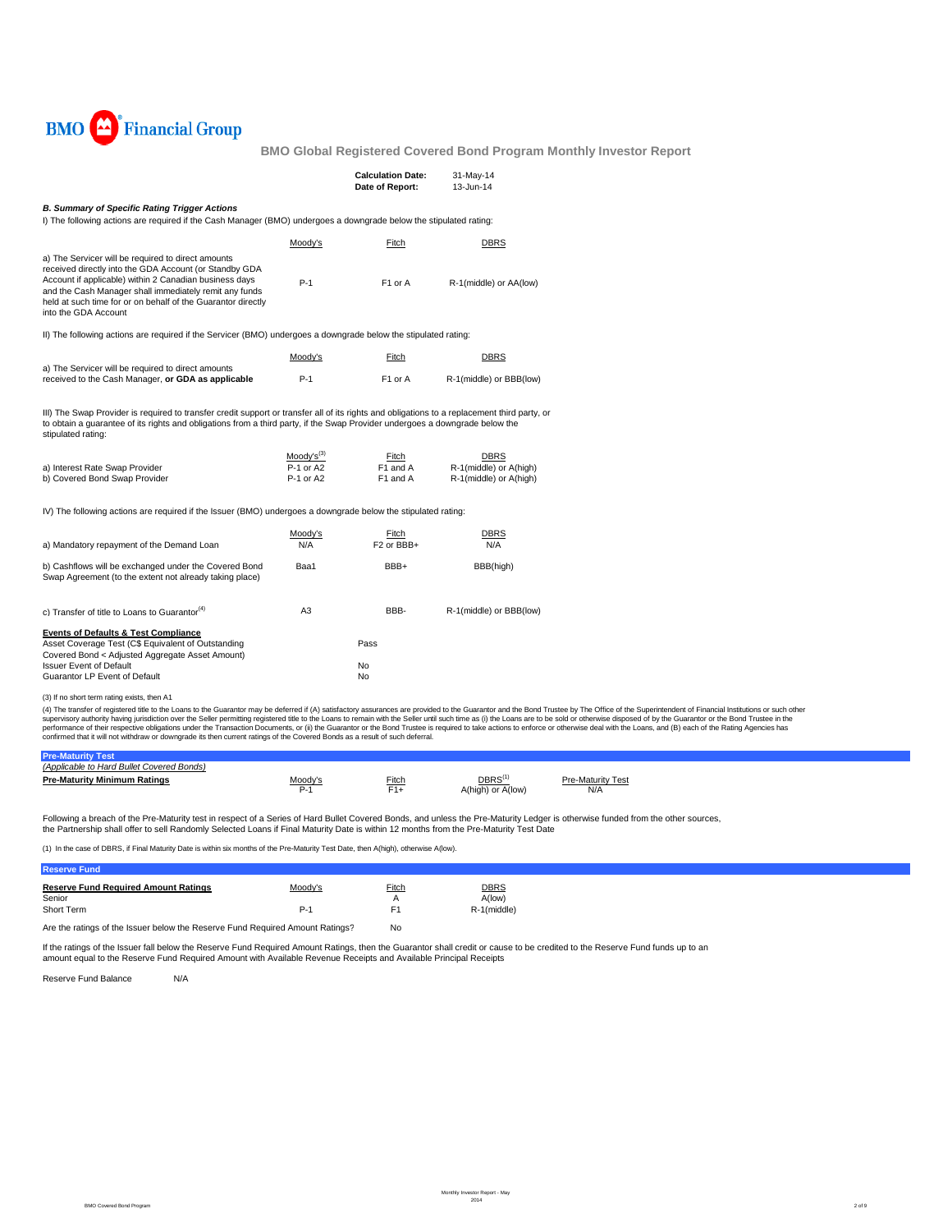BMO Financial Group

## BMO Global Registered Covered Bond Program Monthly Investor Report

| | |
|---|---|
| **Calculation Date:** | 31-May-14 |
| **Date of Report:** | 13-Jun-14 |

### *B. Summary of Specific Rating Trigger Actions*

I) The following actions are required if the Cash Manager (BMO) undergoes a downgrade below the stipulated rating:

| | Moody's | Fitch | DBRS |
|---|---|---|---|
| a) The Servicer will be required to direct amounts received directly into the GDA Account (or Standby GDA Account if applicable) within 2 Canadian business days and the Cash Manager shall immediately remit any funds held at such time for or on behalf of the Guarantor directly into the GDA Account | P-1 | F1 or A | R-1(middle) or AA(low) |

II) The following actions are required if the Servicer (BMO) undergoes a downgrade below the stipulated rating:

| | Moody's | Fitch | DBRS |
|---|---|---|---|
| a) The Servicer will be required to direct amounts received to the Cash Manager, **or GDA as applicable** | P-1 | F1 or A | R-1(middle) or BBB(low) |

III) The Swap Provider is required to transfer credit support or transfer all of its rights and obligations to a replacement third party, or to obtain a guarantee of its rights and obligations from a third party, if the Swap Provider undergoes a downgrade below the stipulated rating:

| | Moody's[3] | Fitch | DBRS |
|---|---|---|---|
| a) Interest Rate Swap Provider | P-1 or A2 | F1 and A | R-1(middle) or A(high) |
| b) Covered Bond Swap Provider | P-1 or A2 | F1 and A | R-1(middle) or A(high) |

IV) The following actions are required if the Issuer (BMO) undergoes a downgrade below the stipulated rating:

| | Moody's | Fitch | DBRS |
|---|---|---|---|
| a) Mandatory repayment of the Demand Loan | N/A | F2 or BBB+ | N/A |
| b) Cashflows will be exchanged under the Covered Bond Swap Agreement (to the extent not already taking place) | Baa1 | BBB+ | BBB(high) |
| c) Transfer of title to Loans to Guarantor[4] | A3 | BBB- | R-1(middle) or BBB(low) |

**Events of Defaults & Test Compliance**

| | |
|---|---|
| Asset Coverage Test (C$ Equivalent of Outstanding Covered Bond < Adjusted Aggregate Asset Amount) | Pass |
| Issuer Event of Default | No |
| Guarantor LP Event of Default | No |

(3) If no short term rating exists, then A1

(4) The transfer of registered title to the Loans to the Guarantor may be deferred if (A) satisfactory assurances are provided to the Guarantor and the Bond Trustee by The Office of the Superintendent of Financial Institutions or such other supervisory authority having jurisdiction over the Seller permitting registered title to the Loans to remain with the Seller until such time as (i) the Loans are to be sold or otherwise disposed of by the Guarantor or the Bond Trustee in the performance of their respective obligations under the Transaction Documents, or (ii) the Guarantor or the Bond Trustee is required to take actions to enforce or otherwise deal with the Loans, and (B) each of the Rating Agencies has confirmed that it will not withdraw or downgrade its then current ratings of the Covered Bonds as a result of such deferral.

### Pre-Maturity Test

*(Applicable to Hard Bullet Covered Bonds)*

| **Pre-Maturity Minimum Ratings** | Moody's | Fitch | DBRS[1] | Pre-Maturity Test |
|---|---|---|---|---|
| | P-1 | F1+ | A(high) or A(low) | N/A |

Following a breach of the Pre-Maturity test in respect of a Series of Hard Bullet Covered Bonds, and unless the Pre-Maturity Ledger is otherwise funded from the other sources, the Partnership shall offer to sell Randomly Selected Loans if Final Maturity Date is within 12 months from the Pre-Maturity Test Date

(1) In the case of DBRS, if Final Maturity Date is within six months of the Pre-Maturity Test Date, then A(high), otherwise A(low).

### Reserve Fund

| **Reserve Fund Required Amount Ratings** | Moody's | Fitch | DBRS |
|---|---|---|---|
| Senior | | A | A(low) |
| Short Term | P-1 | F1 | R-1(middle) |

Are the ratings of the Issuer below the Reserve Fund Required Amount Ratings? No

If the ratings of the Issuer fall below the Reserve Fund Required Amount Ratings, then the Guarantor shall credit or cause to be credited to the Reserve Fund funds up to an amount equal to the Reserve Fund Required Amount with Available Revenue Receipts and Available Principal Receipts

Reserve Fund Balance N/A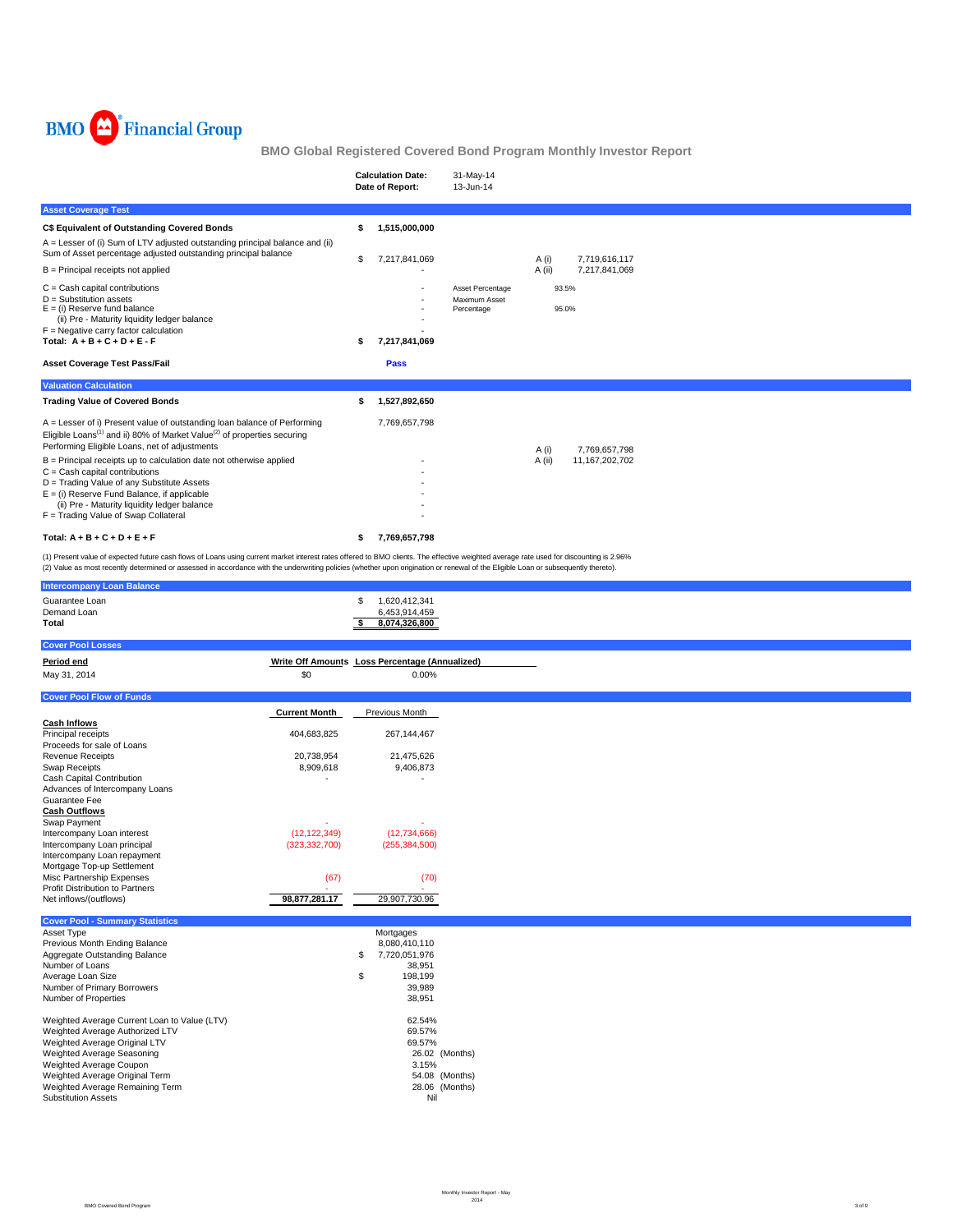BMO Financial Group

# BMO Global Registered Covered Bond Program Monthly Investor Report

| | |
|---|---|
| **Calculation Date:** | 31-May-14 |
| **Date of Report:** | 13-Jun-14 |

## Asset Coverage Test

| | | | | |
|---|---|---|---|---|
| **C$ Equivalent of Outstanding Covered Bonds** | **$ 1,515,000,000** | | | |
| A = Lesser of (i) Sum of LTV adjusted outstanding principal balance and (ii) Sum of Asset percentage adjusted outstanding principal balance | $ 7,217,841,069 | | A (i) | 7,719,616,117 |
| B = Principal receipts not applied | - | | A (ii) | 7,217,841,069 |
| C = Cash capital contributions | - | Asset Percentage | 93.5% | |
| D = Substitution assets | - | Maximum Asset Percentage | 95.0% | |
| E = (i) Reserve fund balance | - | | | |
| (ii) Pre - Maturity liquidity ledger balance | - | | | |
| F = Negative carry factor calculation | - | | | |
| **Total: A + B + C + D + E - F** | **$ 7,217,841,069** | | | |
| **Asset Coverage Test Pass/Fail** | **Pass** | | | |

## Valuation Calculation

| | | | |
|---|---|---|---|
| **Trading Value of Covered Bonds** | **$ 1,527,892,650** | | |
| A = Lesser of i) Present value of outstanding loan balance of Performing Eligible Loans[1] and ii) 80% of Market Value[2] of properties securing Performing Eligible Loans, net of adjustments | 7,769,657,798 | A (i) | 7,769,657,798 |
| B = Principal receipts up to calculation date not otherwise applied | - | A (ii) | 11,167,202,702 |
| C = Cash capital contributions | - | | |
| D = Trading Value of any Substitute Assets | - | | |
| E = (i) Reserve Fund Balance, if applicable | - | | |
| (ii) Pre - Maturity liquidity ledger balance | - | | |
| F = Trading Value of Swap Collateral | - | | |
| **Total: A + B + C + D + E + F** | **$ 7,769,657,798** | | |

(1) Present value of expected future cash flows of Loans using current market interest rates offered to BMO clients. The effective weighted average rate used for discounting is 2.96%
(2) Value as most recently determined or assessed in accordance with the underwriting policies (whether upon origination or renewal of the Eligible Loan or subsequently thereto).

## Intercompany Loan Balance

| | |
|---|---|
| Guarantee Loan | $ 1,620,412,341 |
| Demand Loan | 6,453,914,459 |
| **Total** | **$ 8,074,326,800** |

## Cover Pool Losses

| Period end | Write Off Amounts | Loss Percentage (Annualized) |
|---|---|---|
| May 31, 2014 | $0 | 0.00% |

## Cover Pool Flow of Funds

| | Current Month | Previous Month |
|---|---|---|
| **Cash Inflows** | | |
| Principal receipts | 404,683,825 | 267,144,467 |
| Proceeds for sale of Loans | | |
| Revenue Receipts | 20,738,954 | 21,475,626 |
| Swap Receipts | 8,909,618 | 9,406,873 |
| Cash Capital Contribution | - | - |
| Advances of Intercompany Loans | | |
| Guarantee Fee | | |
| **Cash Outflows** | | |
| Swap Payment | - | - |
| Intercompany Loan interest | (12,122,349) | (12,734,666) |
| Intercompany Loan principal | (323,332,700) | (255,384,500) |
| Intercompany Loan repayment | | |
| Mortgage Top-up Settlement | | |
| Misc Partnership Expenses | (67) | (70) |
| Profit Distribution to Partners | - | - |
| Net inflows/(outflows) | 98,877,281.17 | 29,907,730.96 |

## Cover Pool - Summary Statistics

| | |
|---|---|
| Asset Type | Mortgages |
| Previous Month Ending Balance | 8,080,410,110 |
| Aggregate Outstanding Balance | $ 7,720,051,976 |
| Number of Loans | 38,951 |
| Average Loan Size | $ 198,199 |
| Number of Primary Borrowers | 39,989 |
| Number of Properties | 38,951 |
| | |
| Weighted Average Current Loan to Value (LTV) | 62.54% |
| Weighted Average Authorized LTV | 69.57% |
| Weighted Average Original LTV | 69.57% |
| Weighted Average Seasoning | 26.02 (Months) |
| Weighted Average Coupon | 3.15% |
| Weighted Average Original Term | 54.08 (Months) |
| Weighted Average Remaining Term | 28.06 (Months) |
| Substitution Assets | Nil |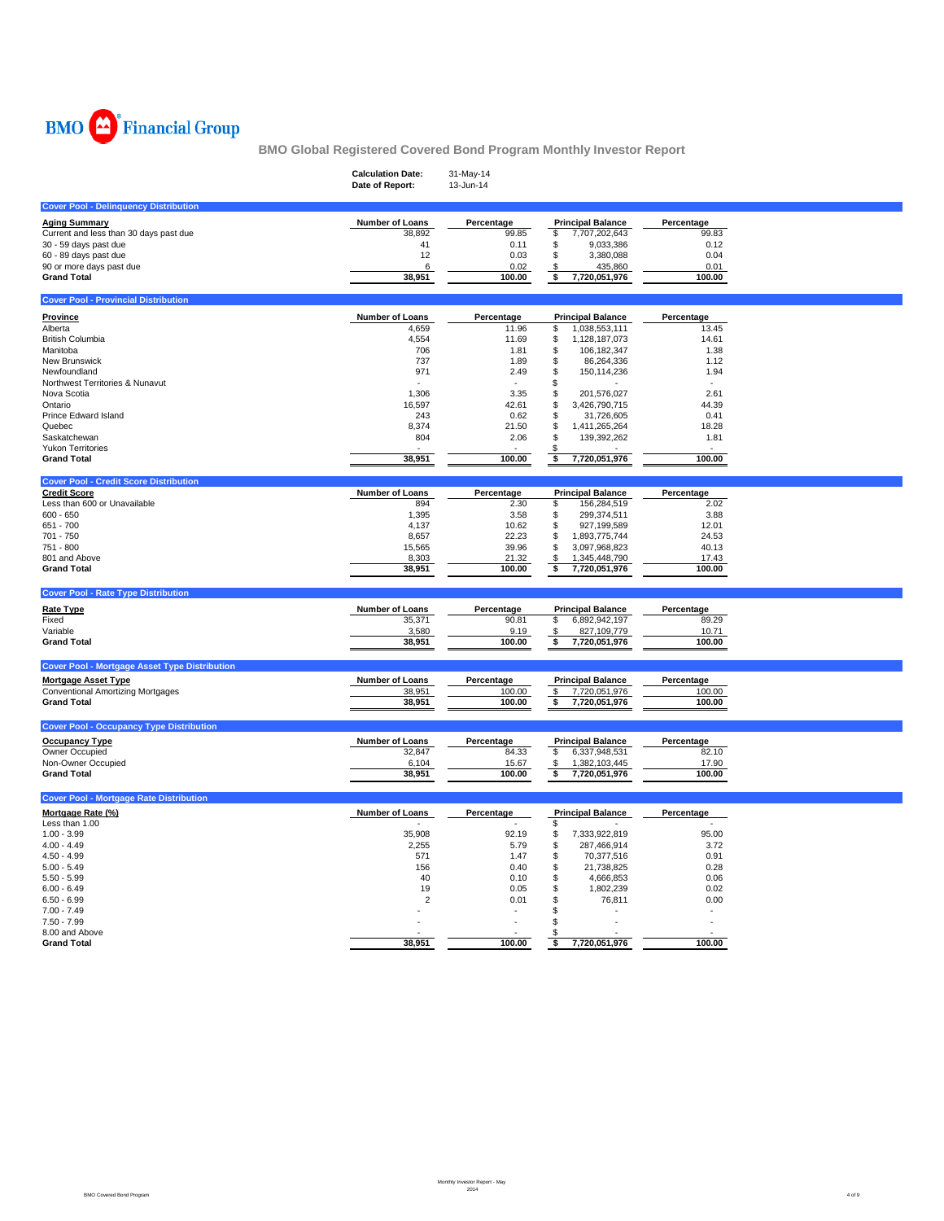BMO Financial Group

# BMO Global Registered Covered Bond Program Monthly Investor Report

**Calculation Date:** 31-May-14
**Date of Report:** 13-Jun-14

## Cover Pool - Delinquency Distribution

| Aging Summary | Number of Loans | Percentage | Principal Balance | Percentage |
|---|---|---|---|---|
| Current and less than 30 days past due | 38,892 | 99.85 | $ 7,707,202,643 | 99.83 |
| 30 - 59 days past due | 41 | 0.11 | $ 9,033,386 | 0.12 |
| 60 - 89 days past due | 12 | 0.03 | $ 3,380,088 | 0.04 |
| 90 or more days past due | 6 | 0.02 | $ 435,860 | 0.01 |
| **Grand Total** | **38,951** | **100.00** | **$ 7,720,051,976** | **100.00** |

## Cover Pool - Provincial Distribution

| Province | Number of Loans | Percentage | Principal Balance | Percentage |
|---|---|---|---|---|
| Alberta | 4,659 | 11.96 | $ 1,038,553,111 | 13.45 |
| British Columbia | 4,554 | 11.69 | $ 1,128,187,073 | 14.61 |
| Manitoba | 706 | 1.81 | $ 106,182,347 | 1.38 |
| New Brunswick | 737 | 1.89 | $ 86,264,336 | 1.12 |
| Newfoundland | 971 | 2.49 | $ 150,114,236 | 1.94 |
| Northwest Territories & Nunavut | - | - | $ - | - |
| Nova Scotia | 1,306 | 3.35 | $ 201,576,027 | 2.61 |
| Ontario | 16,597 | 42.61 | $ 3,426,790,715 | 44.39 |
| Prince Edward Island | 243 | 0.62 | $ 31,726,605 | 0.41 |
| Quebec | 8,374 | 21.50 | $ 1,411,265,264 | 18.28 |
| Saskatchewan | 804 | 2.06 | $ 139,392,262 | 1.81 |
| Yukon Territories | - | - | $ - | - |
| **Grand Total** | **38,951** | **100.00** | **$ 7,720,051,976** | **100.00** |

## Cover Pool - Credit Score Distribution

| Credit Score | Number of Loans | Percentage | Principal Balance | Percentage |
|---|---|---|---|---|
| Less than 600 or Unavailable | 894 | 2.30 | $ 156,284,519 | 2.02 |
| 600 - 650 | 1,395 | 3.58 | $ 299,374,511 | 3.88 |
| 651 - 700 | 4,137 | 10.62 | $ 927,199,589 | 12.01 |
| 701 - 750 | 8,657 | 22.23 | $ 1,893,775,744 | 24.53 |
| 751 - 800 | 15,565 | 39.96 | $ 3,097,968,823 | 40.13 |
| 801 and Above | 8,303 | 21.32 | $ 1,345,448,790 | 17.43 |
| **Grand Total** | **38,951** | **100.00** | **$ 7,720,051,976** | **100.00** |

## Cover Pool - Rate Type Distribution

| Rate Type | Number of Loans | Percentage | Principal Balance | Percentage |
|---|---|---|---|---|
| Fixed | 35,371 | 90.81 | $ 6,892,942,197 | 89.29 |
| Variable | 3,580 | 9.19 | $ 827,109,779 | 10.71 |
| **Grand Total** | **38,951** | **100.00** | **$ 7,720,051,976** | **100.00** |

## Cover Pool - Mortgage Asset Type Distribution

| Mortgage Asset Type | Number of Loans | Percentage | Principal Balance | Percentage |
|---|---|---|---|---|
| Conventional Amortizing Mortgages | 38,951 | 100.00 | $ 7,720,051,976 | 100.00 |
| **Grand Total** | **38,951** | **100.00** | **$ 7,720,051,976** | **100.00** |

## Cover Pool - Occupancy Type Distribution

| Occupancy Type | Number of Loans | Percentage | Principal Balance | Percentage |
|---|---|---|---|---|
| Owner Occupied | 32,847 | 84.33 | $ 6,337,948,531 | 82.10 |
| Non-Owner Occupied | 6,104 | 15.67 | $ 1,382,103,445 | 17.90 |
| **Grand Total** | **38,951** | **100.00** | **$ 7,720,051,976** | **100.00** |

## Cover Pool - Mortgage Rate Distribution

| Mortgage Rate (%) | Number of Loans | Percentage | Principal Balance | Percentage |
|---|---|---|---|---|
| Less than 1.00 | - | - | $ - | - |
| 1.00 - 3.99 | 35,908 | 92.19 | $ 7,333,922,819 | 95.00 |
| 4.00 - 4.49 | 2,255 | 5.79 | $ 287,466,914 | 3.72 |
| 4.50 - 4.99 | 571 | 1.47 | $ 70,377,516 | 0.91 |
| 5.00 - 5.49 | 156 | 0.40 | $ 21,738,825 | 0.28 |
| 5.50 - 5.99 | 40 | 0.10 | $ 4,666,853 | 0.06 |
| 6.00 - 6.49 | 19 | 0.05 | $ 1,802,239 | 0.02 |
| 6.50 - 6.99 | 2 | 0.01 | $ 76,811 | 0.00 |
| 7.00 - 7.49 | - | - | $ - | - |
| 7.50 - 7.99 | - | - | $ - | - |
| 8.00 and Above | - | - | $ - | - |
| **Grand Total** | **38,951** | **100.00** | **$ 7,720,051,976** | **100.00** |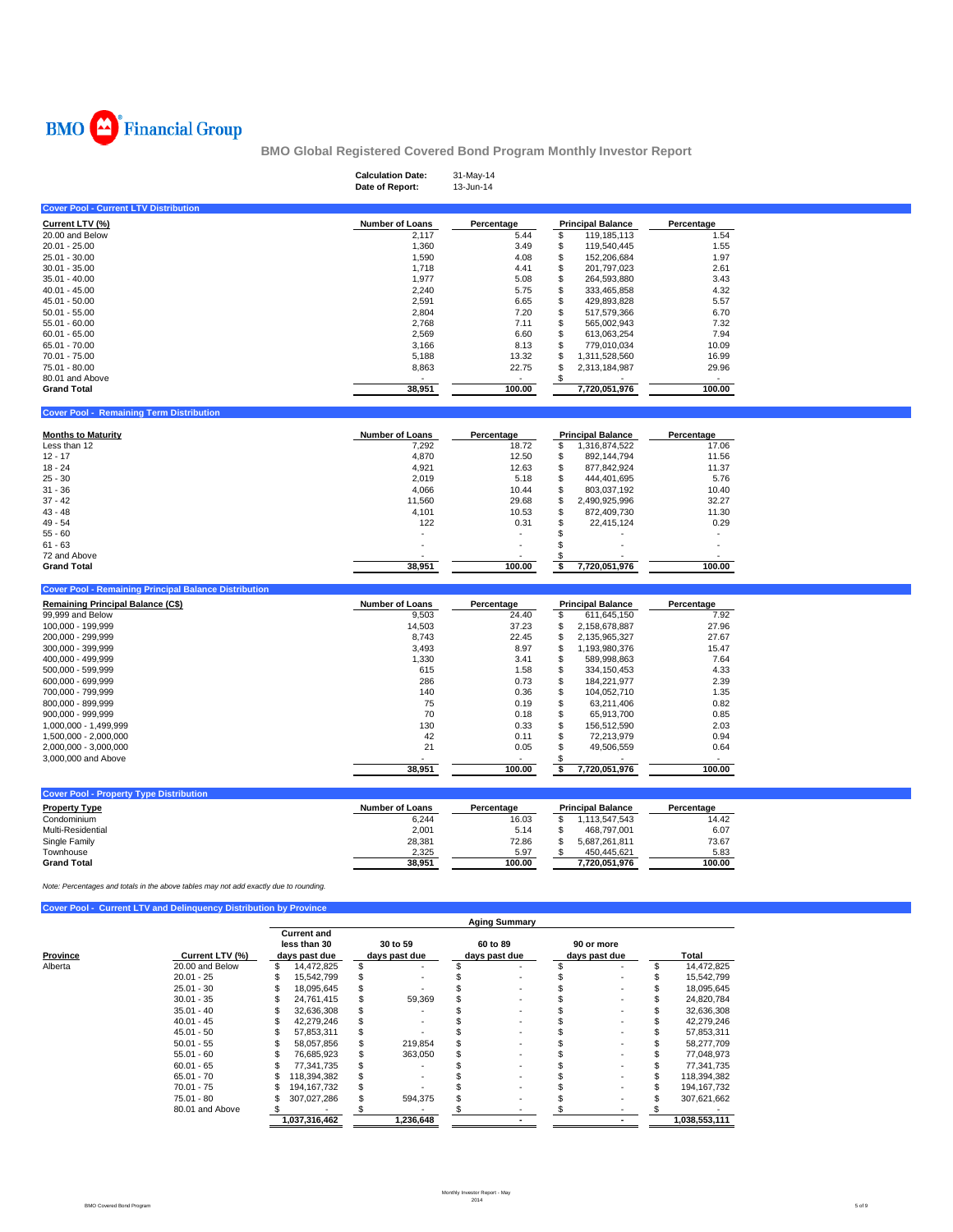BMO Financial Group

## BMO Global Registered Covered Bond Program Monthly Investor Report

**Calculation Date:** 31-May-14
**Date of Report:** 13-Jun-14

### Cover Pool - Current LTV Distribution

| Current LTV (%) | Number of Loans | Percentage | Principal Balance | Percentage |
|---|---|---|---|---|
| 20.00 and Below | 2,117 | 5.44 | $ 119,185,113 | 1.54 |
| 20.01 - 25.00 | 1,360 | 3.49 | $ 119,540,445 | 1.55 |
| 25.01 - 30.00 | 1,590 | 4.08 | $ 152,206,684 | 1.97 |
| 30.01 - 35.00 | 1,718 | 4.41 | $ 201,797,023 | 2.61 |
| 35.01 - 40.00 | 1,977 | 5.08 | $ 264,593,880 | 3.43 |
| 40.01 - 45.00 | 2,240 | 5.75 | $ 333,465,858 | 4.32 |
| 45.01 - 50.00 | 2,591 | 6.65 | $ 429,893,828 | 5.57 |
| 50.01 - 55.00 | 2,804 | 7.20 | $ 517,579,366 | 6.70 |
| 55.01 - 60.00 | 2,768 | 7.11 | $ 565,002,943 | 7.32 |
| 60.01 - 65.00 | 2,569 | 6.60 | $ 613,063,254 | 7.94 |
| 65.01 - 70.00 | 3,166 | 8.13 | $ 779,010,034 | 10.09 |
| 70.01 - 75.00 | 5,188 | 13.32 | $ 1,311,528,560 | 16.99 |
| 75.01 - 80.00 | 8,863 | 22.75 | $ 2,313,184,987 | 29.96 |
| 80.01 and Above | - | - | $ - | - |
| **Grand Total** | **38,951** | **100.00** | **7,720,051,976** | **100.00** |

### Cover Pool - Remaining Term Distribution

| Months to Maturity | Number of Loans | Percentage | Principal Balance | Percentage |
|---|---|---|---|---|
| Less than 12 | 7,292 | 18.72 | $ 1,316,874,522 | 17.06 |
| 12 - 17 | 4,870 | 12.50 | $ 892,144,794 | 11.56 |
| 18 - 24 | 4,921 | 12.63 | $ 877,842,924 | 11.37 |
| 25 - 30 | 2,019 | 5.18 | $ 444,401,695 | 5.76 |
| 31 - 36 | 4,066 | 10.44 | $ 803,037,192 | 10.40 |
| 37 - 42 | 11,560 | 29.68 | $ 2,490,925,996 | 32.27 |
| 43 - 48 | 4,101 | 10.53 | $ 872,409,730 | 11.30 |
| 49 - 54 | 122 | 0.31 | $ 22,415,124 | 0.29 |
| 55 - 60 | - | - | $ - | - |
| 61 - 63 | - | - | $ - | - |
| 72 and Above | - | - | $ - | - |
| **Grand Total** | **38,951** | **100.00** | **$ 7,720,051,976** | **100.00** |

### Cover Pool - Remaining Principal Balance Distribution

| Remaining Principal Balance (C$) | Number of Loans | Percentage | Principal Balance | Percentage |
|---|---|---|---|---|
| 99,999 and Below | 9,503 | 24.40 | $ 611,645,150 | 7.92 |
| 100,000 - 199,999 | 14,503 | 37.23 | $ 2,158,678,887 | 27.96 |
| 200,000 - 299,999 | 8,743 | 22.45 | $ 2,135,965,327 | 27.67 |
| 300,000 - 399,999 | 3,493 | 8.97 | $ 1,193,980,376 | 15.47 |
| 400,000 - 499,999 | 1,330 | 3.41 | $ 589,998,863 | 7.64 |
| 500,000 - 599,999 | 615 | 1.58 | $ 334,150,453 | 4.33 |
| 600,000 - 699,999 | 286 | 0.73 | $ 184,221,977 | 2.39 |
| 700,000 - 799,999 | 140 | 0.36 | $ 104,052,710 | 1.35 |
| 800,000 - 899,999 | 75 | 0.19 | $ 63,211,406 | 0.82 |
| 900,000 - 999,999 | 70 | 0.18 | $ 65,913,700 | 0.85 |
| 1,000,000 - 1,499,999 | 130 | 0.33 | $ 156,512,590 | 2.03 |
| 1,500,000 - 2,000,000 | 42 | 0.11 | $ 72,213,979 | 0.94 |
| 2,000,000 - 3,000,000 | 21 | 0.05 | $ 49,506,559 | 0.64 |
| 3,000,000 and Above | - | - | $ - | - |
| | **38,951** | **100.00** | **$ 7,720,051,976** | **100.00** |

### Cover Pool - Property Type Distribution

| Property Type | Number of Loans | Percentage | Principal Balance | Percentage |
|---|---|---|---|---|
| Condominium | 6,244 | 16.03 | $ 1,113,547,543 | 14.42 |
| Multi-Residential | 2,001 | 5.14 | $ 468,797,001 | 6.07 |
| Single Family | 28,381 | 72.86 | $ 5,687,261,811 | 73.67 |
| Townhouse | 2,325 | 5.97 | $ 450,445,621 | 5.83 |
| **Grand Total** | **38,951** | **100.00** | **7,720,051,976** | **100.00** |

*Note: Percentages and totals in the above tables may not add exactly due to rounding.*

### Cover Pool - Current LTV and Delinquency Distribution by Province

| | | Aging Summary | | | | |
|---|---|---|---|---|---|---|
| Province | Current LTV (%) | Current and less than 30 days past due | 30 to 59 days past due | 60 to 89 days past due | 90 or more days past due | Total |
| Alberta | 20.00 and Below | $ 14,472,825 | $ - | $ - | $ - | $ 14,472,825 |
| | 20.01 - 25 | $ 15,542,799 | $ - | $ - | $ - | $ 15,542,799 |
| | 25.01 - 30 | $ 18,095,645 | $ - | $ - | $ - | $ 18,095,645 |
| | 30.01 - 35 | $ 24,761,415 | $ 59,369 | $ - | $ - | $ 24,820,784 |
| | 35.01 - 40 | $ 32,636,308 | $ - | $ - | $ - | $ 32,636,308 |
| | 40.01 - 45 | $ 42,279,246 | $ - | $ - | $ - | $ 42,279,246 |
| | 45.01 - 50 | $ 57,853,311 | $ - | $ - | $ - | $ 57,853,311 |
| | 50.01 - 55 | $ 58,057,856 | $ 219,854 | $ - | $ - | $ 58,277,709 |
| | 55.01 - 60 | $ 76,685,923 | $ 363,050 | $ - | $ - | $ 77,048,973 |
| | 60.01 - 65 | $ 77,341,735 | $ - | $ - | $ - | $ 77,341,735 |
| | 65.01 - 70 | $ 118,394,382 | $ - | $ - | $ - | $ 118,394,382 |
| | 70.01 - 75 | $ 194,167,732 | $ - | $ - | $ - | $ 194,167,732 |
| | 75.01 - 80 | $ 307,027,286 | $ 594,375 | $ - | $ - | $ 307,621,662 |
| | 80.01 and Above | $ - | $ - | $ - | $ - | $ - |
| | | **1,037,316,462** | **1,236,648** | **-** | **-** | **1,038,553,111** |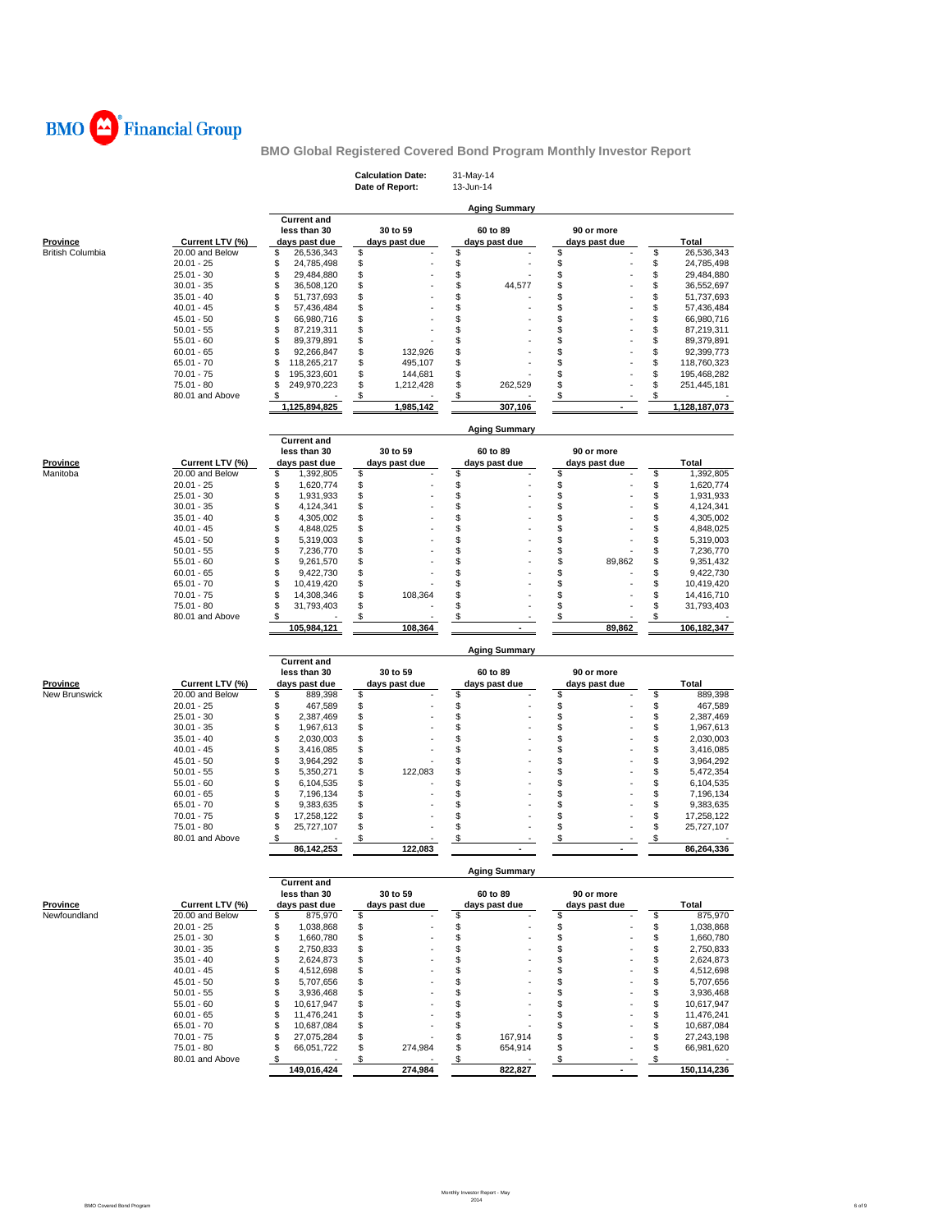BMO Financial Group

## BMO Global Registered Covered Bond Program Monthly Investor Report

**Calculation Date:** 31-May-14
**Date of Report:** 13-Jun-14

### Aging Summary

| Province | Current LTV (%) | Current and less than 30 days past due | 30 to 59 days past due | 60 to 89 days past due | 90 or more days past due | Total |
|---|---|---|---|---|---|---|
| British Columbia | 20.00 and Below | $ 26,536,343 | $ - | $ - | $ - | $ 26,536,343 |
| | 20.01 - 25 | $ 24,785,498 | $ - | $ - | $ - | $ 24,785,498 |
| | 25.01 - 30 | $ 29,484,880 | $ - | $ - | $ - | $ 29,484,880 |
| | 30.01 - 35 | $ 36,508,120 | $ - | $ 44,577 | $ - | $ 36,552,697 |
| | 35.01 - 40 | $ 51,737,693 | $ - | $ - | $ - | $ 51,737,693 |
| | 40.01 - 45 | $ 57,436,484 | $ - | $ - | $ - | $ 57,436,484 |
| | 45.01 - 50 | $ 66,980,716 | $ - | $ - | $ - | $ 66,980,716 |
| | 50.01 - 55 | $ 87,219,311 | $ - | $ - | $ - | $ 87,219,311 |
| | 55.01 - 60 | $ 89,379,891 | $ - | $ - | $ - | $ 89,379,891 |
| | 60.01 - 65 | $ 92,266,847 | $ 132,926 | $ - | $ - | $ 92,399,773 |
| | 65.01 - 70 | $ 118,265,217 | $ 495,107 | $ - | $ - | $ 118,760,323 |
| | 70.01 - 75 | $ 195,323,601 | $ 144,681 | $ - | $ - | $ 195,468,282 |
| | 75.01 - 80 | $ 249,970,223 | $ 1,212,428 | $ 262,529 | $ - | $ 251,445,181 |
| | 80.01 and Above | $ - | $ - | $ - | $ - | $ - |
| | | 1,125,894,825 | 1,985,142 | 307,106 | - | 1,128,187,073 |

### Aging Summary

| Province | Current LTV (%) | Current and less than 30 days past due | 30 to 59 days past due | 60 to 89 days past due | 90 or more days past due | Total |
|---|---|---|---|---|---|---|
| Manitoba | 20.00 and Below | $ 1,392,805 | $ - | $ - | $ - | $ 1,392,805 |
| | 20.01 - 25 | $ 1,620,774 | $ - | $ - | $ - | $ 1,620,774 |
| | 25.01 - 30 | $ 1,931,933 | $ - | $ - | $ - | $ 1,931,933 |
| | 30.01 - 35 | $ 4,124,341 | $ - | $ - | $ - | $ 4,124,341 |
| | 35.01 - 40 | $ 4,305,002 | $ - | $ - | $ - | $ 4,305,002 |
| | 40.01 - 45 | $ 4,848,025 | $ - | $ - | $ - | $ 4,848,025 |
| | 45.01 - 50 | $ 5,319,003 | $ - | $ - | $ - | $ 5,319,003 |
| | 50.01 - 55 | $ 7,236,770 | $ - | $ - | $ - | $ 7,236,770 |
| | 55.01 - 60 | $ 9,261,570 | $ - | $ - | $ 89,862 | $ 9,351,432 |
| | 60.01 - 65 | $ 9,422,730 | $ - | $ - | $ - | $ 9,422,730 |
| | 65.01 - 70 | $ 10,419,420 | $ - | $ - | $ - | $ 10,419,420 |
| | 70.01 - 75 | $ 14,308,346 | $ 108,364 | $ - | $ - | $ 14,416,710 |
| | 75.01 - 80 | $ 31,793,403 | $ - | $ - | $ - | $ 31,793,403 |
| | 80.01 and Above | $ - | $ - | $ - | $ - | $ - |
| | | 105,984,121 | 108,364 | - | 89,862 | 106,182,347 |

### Aging Summary

| Province | Current LTV (%) | Current and less than 30 days past due | 30 to 59 days past due | 60 to 89 days past due | 90 or more days past due | Total |
|---|---|---|---|---|---|---|
| New Brunswick | 20.00 and Below | $ 889,398 | $ - | $ - | $ - | $ 889,398 |
| | 20.01 - 25 | $ 467,589 | $ - | $ - | $ - | $ 467,589 |
| | 25.01 - 30 | $ 2,387,469 | $ - | $ - | $ - | $ 2,387,469 |
| | 30.01 - 35 | $ 1,967,613 | $ - | $ - | $ - | $ 1,967,613 |
| | 35.01 - 40 | $ 2,030,003 | $ - | $ - | $ - | $ 2,030,003 |
| | 40.01 - 45 | $ 3,416,085 | $ - | $ - | $ - | $ 3,416,085 |
| | 45.01 - 50 | $ 3,964,292 | $ - | $ - | $ - | $ 3,964,292 |
| | 50.01 - 55 | $ 5,350,271 | $ 122,083 | $ - | $ - | $ 5,472,354 |
| | 55.01 - 60 | $ 6,104,535 | $ - | $ - | $ - | $ 6,104,535 |
| | 60.01 - 65 | $ 7,196,134 | $ - | $ - | $ - | $ 7,196,134 |
| | 65.01 - 70 | $ 9,383,635 | $ - | $ - | $ - | $ 9,383,635 |
| | 70.01 - 75 | $ 17,258,122 | $ - | $ - | $ - | $ 17,258,122 |
| | 75.01 - 80 | $ 25,727,107 | $ - | $ - | $ - | $ 25,727,107 |
| | 80.01 and Above | $ - | $ - | $ - | $ - | $ - |
| | | 86,142,253 | 122,083 | - | - | 86,264,336 |

### Aging Summary

| Province | Current LTV (%) | Current and less than 30 days past due | 30 to 59 days past due | 60 to 89 days past due | 90 or more days past due | Total |
|---|---|---|---|---|---|---|
| Newfoundland | 20.00 and Below | $ 875,970 | $ - | $ - | $ - | $ 875,970 |
| | 20.01 - 25 | $ 1,038,868 | $ - | $ - | $ - | $ 1,038,868 |
| | 25.01 - 30 | $ 1,660,780 | $ - | $ - | $ - | $ 1,660,780 |
| | 30.01 - 35 | $ 2,750,833 | $ - | $ - | $ - | $ 2,750,833 |
| | 35.01 - 40 | $ 2,624,873 | $ - | $ - | $ - | $ 2,624,873 |
| | 40.01 - 45 | $ 4,512,698 | $ - | $ - | $ - | $ 4,512,698 |
| | 45.01 - 50 | $ 5,707,656 | $ - | $ - | $ - | $ 5,707,656 |
| | 50.01 - 55 | $ 3,936,468 | $ - | $ - | $ - | $ 3,936,468 |
| | 55.01 - 60 | $ 10,617,947 | $ - | $ - | $ - | $ 10,617,947 |
| | 60.01 - 65 | $ 11,476,241 | $ - | $ - | $ - | $ 11,476,241 |
| | 65.01 - 70 | $ 10,687,084 | $ - | $ - | $ - | $ 10,687,084 |
| | 70.01 - 75 | $ 27,075,284 | $ - | $ 167,914 | $ - | $ 27,243,198 |
| | 75.01 - 80 | $ 66,051,722 | $ 274,984 | $ 654,914 | $ - | $ 66,981,620 |
| | 80.01 and Above | $ - | $ - | $ - | $ - | $ - |
| | | 149,016,424 | 274,984 | 822,827 | - | 150,114,236 |

Monthly Investor Report - May 2014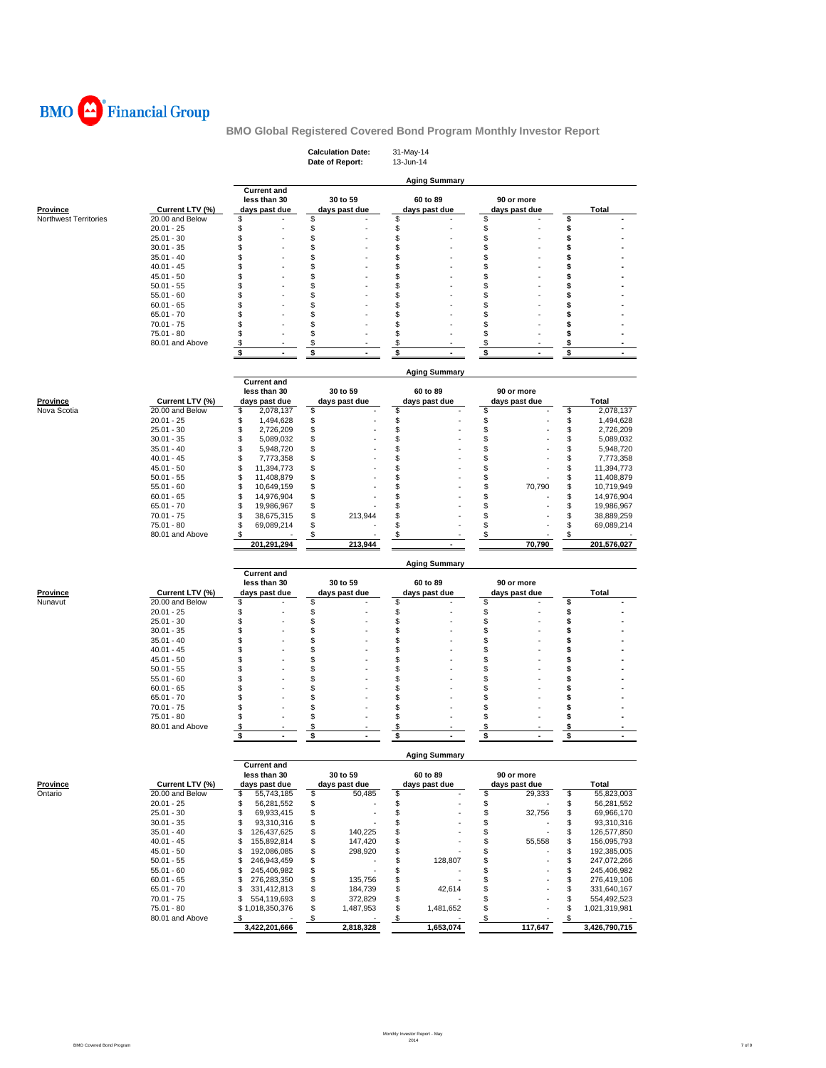BMO Financial Group

## BMO Global Registered Covered Bond Program Monthly Investor Report

**Calculation Date:** 31-May-14
**Date of Report:** 13-Jun-14

### Aging Summary

| Province | Current LTV (%) | Current and less than 30 days past due | 30 to 59 days past due | 60 to 89 days past due | 90 or more days past due | Total |
|---|---|---|---|---|---|---|
| Northwest Territories | 20.00 and Below | $ - | $ - | $ - | $ - | $ - |
| | 20.01 - 25 | $ - | $ - | $ - | $ - | $ - |
| | 25.01 - 30 | $ - | $ - | $ - | $ - | $ - |
| | 30.01 - 35 | $ - | $ - | $ - | $ - | $ - |
| | 35.01 - 40 | $ - | $ - | $ - | $ - | $ - |
| | 40.01 - 45 | $ - | $ - | $ - | $ - | $ - |
| | 45.01 - 50 | $ - | $ - | $ - | $ - | $ - |
| | 50.01 - 55 | $ - | $ - | $ - | $ - | $ - |
| | 55.01 - 60 | $ - | $ - | $ - | $ - | $ - |
| | 60.01 - 65 | $ - | $ - | $ - | $ - | $ - |
| | 65.01 - 70 | $ - | $ - | $ - | $ - | $ - |
| | 70.01 - 75 | $ - | $ - | $ - | $ - | $ - |
| | 75.01 - 80 | $ - | $ - | $ - | $ - | $ - |
| | 80.01 and Above | $ - | $ - | $ - | $ - | $ - |
| | | **$ -** | **$ -** | **$ -** | **$ -** | **$ -** |

### Aging Summary

| Province | Current LTV (%) | Current and less than 30 days past due | 30 to 59 days past due | 60 to 89 days past due | 90 or more days past due | Total |
|---|---|---|---|---|---|---|
| Nova Scotia | 20.00 and Below | $ 2,078,137 | $ - | $ - | $ - | $ 2,078,137 |
| | 20.01 - 25 | $ 1,494,628 | $ - | $ - | $ - | $ 1,494,628 |
| | 25.01 - 30 | $ 2,726,209 | $ - | $ - | $ - | $ 2,726,209 |
| | 30.01 - 35 | $ 5,089,032 | $ - | $ - | $ - | $ 5,089,032 |
| | 35.01 - 40 | $ 5,948,720 | $ - | $ - | $ - | $ 5,948,720 |
| | 40.01 - 45 | $ 7,773,358 | $ - | $ - | $ - | $ 7,773,358 |
| | 45.01 - 50 | $ 11,394,773 | $ - | $ - | $ - | $ 11,394,773 |
| | 50.01 - 55 | $ 11,408,879 | $ - | $ - | $ - | $ 11,408,879 |
| | 55.01 - 60 | $ 10,649,159 | $ - | $ - | $ 70,790 | $ 10,719,949 |
| | 60.01 - 65 | $ 14,976,904 | $ - | $ - | $ - | $ 14,976,904 |
| | 65.01 - 70 | $ 19,986,967 | $ - | $ - | $ - | $ 19,986,967 |
| | 70.01 - 75 | $ 38,675,315 | $ 213,944 | $ - | $ - | $ 38,889,259 |
| | 75.01 - 80 | $ 69,089,214 | $ - | $ - | $ - | $ 69,089,214 |
| | 80.01 and Above | $ - | $ - | $ - | $ - | $ - |
| | | **201,291,294** | **213,944** | **-** | **70,790** | **201,576,027** |

### Aging Summary

| Province | Current LTV (%) | Current and less than 30 days past due | 30 to 59 days past due | 60 to 89 days past due | 90 or more days past due | Total |
|---|---|---|---|---|---|---|
| Nunavut | 20.00 and Below | $ - | $ - | $ - | $ - | $ - |
| | 20.01 - 25 | $ - | $ - | $ - | $ - | $ - |
| | 25.01 - 30 | $ - | $ - | $ - | $ - | $ - |
| | 30.01 - 35 | $ - | $ - | $ - | $ - | $ - |
| | 35.01 - 40 | $ - | $ - | $ - | $ - | $ - |
| | 40.01 - 45 | $ - | $ - | $ - | $ - | $ - |
| | 45.01 - 50 | $ - | $ - | $ - | $ - | $ - |
| | 50.01 - 55 | $ - | $ - | $ - | $ - | $ - |
| | 55.01 - 60 | $ - | $ - | $ - | $ - | $ - |
| | 60.01 - 65 | $ - | $ - | $ - | $ - | $ - |
| | 65.01 - 70 | $ - | $ - | $ - | $ - | $ - |
| | 70.01 - 75 | $ - | $ - | $ - | $ - | $ - |
| | 75.01 - 80 | $ - | $ - | $ - | $ - | $ - |
| | 80.01 and Above | $ - | $ - | $ - | $ - | $ - |
| | | **$ -** | **$ -** | **$ -** | **$ -** | **$ -** |

### Aging Summary

| Province | Current LTV (%) | Current and less than 30 days past due | 30 to 59 days past due | 60 to 89 days past due | 90 or more days past due | Total |
|---|---|---|---|---|---|---|
| Ontario | 20.00 and Below | $ 55,743,185 | $ 50,485 | $ - | $ 29,333 | $ 55,823,003 |
| | 20.01 - 25 | $ 56,281,552 | $ - | $ - | $ - | $ 56,281,552 |
| | 25.01 - 30 | $ 69,933,415 | $ - | $ - | $ 32,756 | $ 69,966,170 |
| | 30.01 - 35 | $ 93,310,316 | $ - | $ - | $ - | $ 93,310,316 |
| | 35.01 - 40 | $ 126,437,625 | $ 140,225 | $ - | $ - | $ 126,577,850 |
| | 40.01 - 45 | $ 155,892,814 | $ 147,420 | $ - | $ 55,558 | $ 156,095,793 |
| | 45.01 - 50 | $ 192,086,085 | $ 298,920 | $ - | $ - | $ 192,385,005 |
| | 50.01 - 55 | $ 246,943,459 | $ - | $ 128,807 | $ - | $ 247,072,266 |
| | 55.01 - 60 | $ 245,406,982 | $ - | $ - | $ - | $ 245,406,982 |
| | 60.01 - 65 | $ 276,283,350 | $ 135,756 | $ - | $ - | $ 276,419,106 |
| | 65.01 - 70 | $ 331,412,813 | $ 184,739 | $ 42,614 | $ - | $ 331,640,167 |
| | 70.01 - 75 | $ 554,119,693 | $ 372,829 | $ - | $ - | $ 554,492,523 |
| | 75.01 - 80 | $ 1,018,350,376 | $ 1,487,953 | $ 1,481,652 | $ - | $ 1,021,319,981 |
| | 80.01 and Above | $ - | $ - | $ - | $ - | $ - |
| | | **3,422,201,666** | **2,818,328** | **1,653,074** | **117,647** | **3,426,790,715** |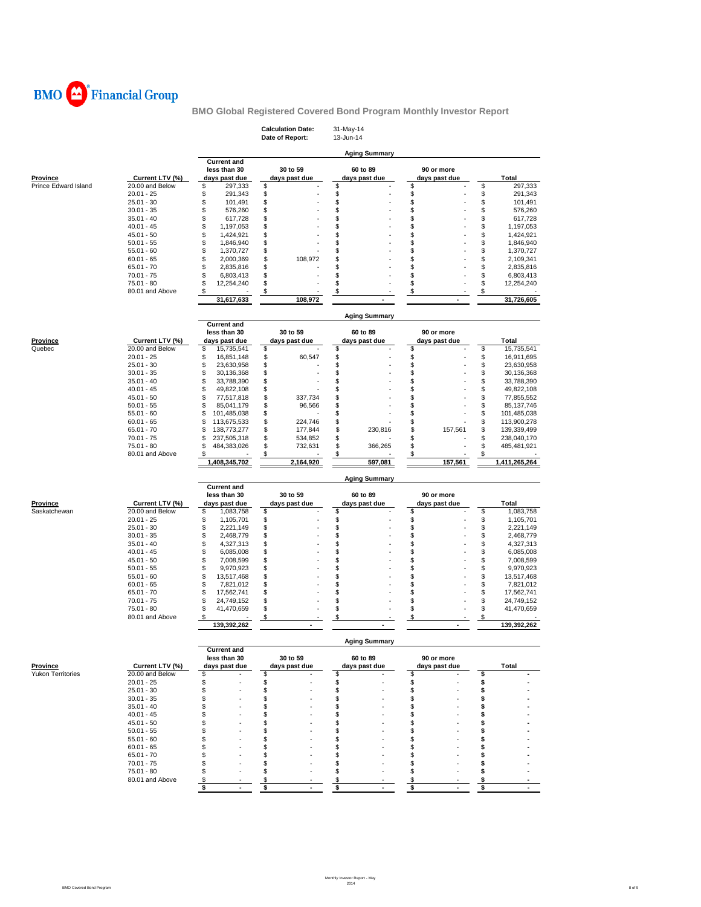# BMO Financial Group

## BMO Global Registered Covered Bond Program Monthly Investor Report

**Calculation Date:** 31-May-14
**Date of Report:** 13-Jun-14

### Aging Summary

| Province | Current LTV (%) | Current and less than 30 days past due | 30 to 59 days past due | 60 to 89 days past due | 90 or more days past due | Total |
|---|---|---|---|---|---|---|
| Prince Edward Island | 20.00 and Below | $ 297,333 | $ - | $ - | $ - | $ 297,333 |
| | 20.01 - 25 | $ 291,343 | $ - | $ - | $ - | $ 291,343 |
| | 25.01 - 30 | $ 101,491 | $ - | $ - | $ - | $ 101,491 |
| | 30.01 - 35 | $ 576,260 | $ - | $ - | $ - | $ 576,260 |
| | 35.01 - 40 | $ 617,728 | $ - | $ - | $ - | $ 617,728 |
| | 40.01 - 45 | $ 1,197,053 | $ - | $ - | $ - | $ 1,197,053 |
| | 45.01 - 50 | $ 1,424,921 | $ - | $ - | $ - | $ 1,424,921 |
| | 50.01 - 55 | $ 1,846,940 | $ - | $ - | $ - | $ 1,846,940 |
| | 55.01 - 60 | $ 1,370,727 | $ - | $ - | $ - | $ 1,370,727 |
| | 60.01 - 65 | $ 2,000,369 | $ 108,972 | $ - | $ - | $ 2,109,341 |
| | 65.01 - 70 | $ 2,835,816 | $ - | $ - | $ - | $ 2,835,816 |
| | 70.01 - 75 | $ 6,803,413 | $ - | $ - | $ - | $ 6,803,413 |
| | 75.01 - 80 | $ 12,254,240 | $ - | $ - | $ - | $ 12,254,240 |
| | 80.01 and Above | $ - | $ - | $ - | $ - | $ - |
| | | 31,617,633 | 108,972 | - | - | 31,726,605 |

### Aging Summary

| Province | Current LTV (%) | Current and less than 30 days past due | 30 to 59 days past due | 60 to 89 days past due | 90 or more days past due | Total |
|---|---|---|---|---|---|---|
| Quebec | 20.00 and Below | $ 15,735,541 | $ - | $ - | $ - | $ 15,735,541 |
| | 20.01 - 25 | $ 16,851,148 | $ 60,547 | $ - | $ - | $ 16,911,695 |
| | 25.01 - 30 | $ 23,630,958 | $ - | $ - | $ - | $ 23,630,958 |
| | 30.01 - 35 | $ 30,136,368 | $ - | $ - | $ - | $ 30,136,368 |
| | 35.01 - 40 | $ 33,788,390 | $ - | $ - | $ - | $ 33,788,390 |
| | 40.01 - 45 | $ 49,822,108 | $ - | $ - | $ - | $ 49,822,108 |
| | 45.01 - 50 | $ 77,517,818 | $ 337,734 | $ - | $ - | $ 77,855,552 |
| | 50.01 - 55 | $ 85,041,179 | $ 96,566 | $ - | $ - | $ 85,137,746 |
| | 55.01 - 60 | $ 101,485,038 | $ - | $ - | $ - | $ 101,485,038 |
| | 60.01 - 65 | $ 113,675,533 | $ 224,746 | $ - | $ - | $ 113,900,278 |
| | 65.01 - 70 | $ 138,773,277 | $ 177,844 | $ 230,816 | $ 157,561 | $ 139,339,499 |
| | 70.01 - 75 | $ 237,505,318 | $ 534,852 | $ - | $ - | $ 238,040,170 |
| | 75.01 - 80 | $ 484,383,026 | $ 732,631 | $ 366,265 | $ - | $ 485,481,921 |
| | 80.01 and Above | $ - | $ - | $ - | $ - | $ - |
| | | 1,408,345,702 | 2,164,920 | 597,081 | 157,561 | 1,411,265,264 |

### Aging Summary

| Province | Current LTV (%) | Current and less than 30 days past due | 30 to 59 days past due | 60 to 89 days past due | 90 or more days past due | Total |
|---|---|---|---|---|---|---|
| Saskatchewan | 20.00 and Below | $ 1,083,758 | $ - | $ - | $ - | $ 1,083,758 |
| | 20.01 - 25 | $ 1,105,701 | $ - | $ - | $ - | $ 1,105,701 |
| | 25.01 - 30 | $ 2,221,149 | $ - | $ - | $ - | $ 2,221,149 |
| | 30.01 - 35 | $ 2,468,779 | $ - | $ - | $ - | $ 2,468,779 |
| | 35.01 - 40 | $ 4,327,313 | $ - | $ - | $ - | $ 4,327,313 |
| | 40.01 - 45 | $ 6,085,008 | $ - | $ - | $ - | $ 6,085,008 |
| | 45.01 - 50 | $ 7,008,599 | $ - | $ - | $ - | $ 7,008,599 |
| | 50.01 - 55 | $ 9,970,923 | $ - | $ - | $ - | $ 9,970,923 |
| | 55.01 - 60 | $ 13,517,468 | $ - | $ - | $ - | $ 13,517,468 |
| | 60.01 - 65 | $ 7,821,012 | $ - | $ - | $ - | $ 7,821,012 |
| | 65.01 - 70 | $ 17,562,741 | $ - | $ - | $ - | $ 17,562,741 |
| | 70.01 - 75 | $ 24,749,152 | $ - | $ - | $ - | $ 24,749,152 |
| | 75.01 - 80 | $ 41,470,659 | $ - | $ - | $ - | $ 41,470,659 |
| | 80.01 and Above | $ - | $ - | $ - | $ - | $ - |
| | | 139,392,262 | - | - | - | 139,392,262 |

### Aging Summary

| Province | Current LTV (%) | Current and less than 30 days past due | 30 to 59 days past due | 60 to 89 days past due | 90 or more days past due | Total |
|---|---|---|---|---|---|---|
| Yukon Territories | 20.00 and Below | $ - | $ - | $ - | $ - | $ - |
| | 20.01 - 25 | $ - | $ - | $ - | $ - | $ - |
| | 25.01 - 30 | $ - | $ - | $ - | $ - | $ - |
| | 30.01 - 35 | $ - | $ - | $ - | $ - | $ - |
| | 35.01 - 40 | $ - | $ - | $ - | $ - | $ - |
| | 40.01 - 45 | $ - | $ - | $ - | $ - | $ - |
| | 45.01 - 50 | $ - | $ - | $ - | $ - | $ - |
| | 50.01 - 55 | $ - | $ - | $ - | $ - | $ - |
| | 55.01 - 60 | $ - | $ - | $ - | $ - | $ - |
| | 60.01 - 65 | $ - | $ - | $ - | $ - | $ - |
| | 65.01 - 70 | $ - | $ - | $ - | $ - | $ - |
| | 70.01 - 75 | $ - | $ - | $ - | $ - | $ - |
| | 75.01 - 80 | $ - | $ - | $ - | $ - | $ - |
| | 80.01 and Above | $ - | $ - | $ - | $ - | $ - |
| | | $ - | $ - | $ - | $ - | $ - |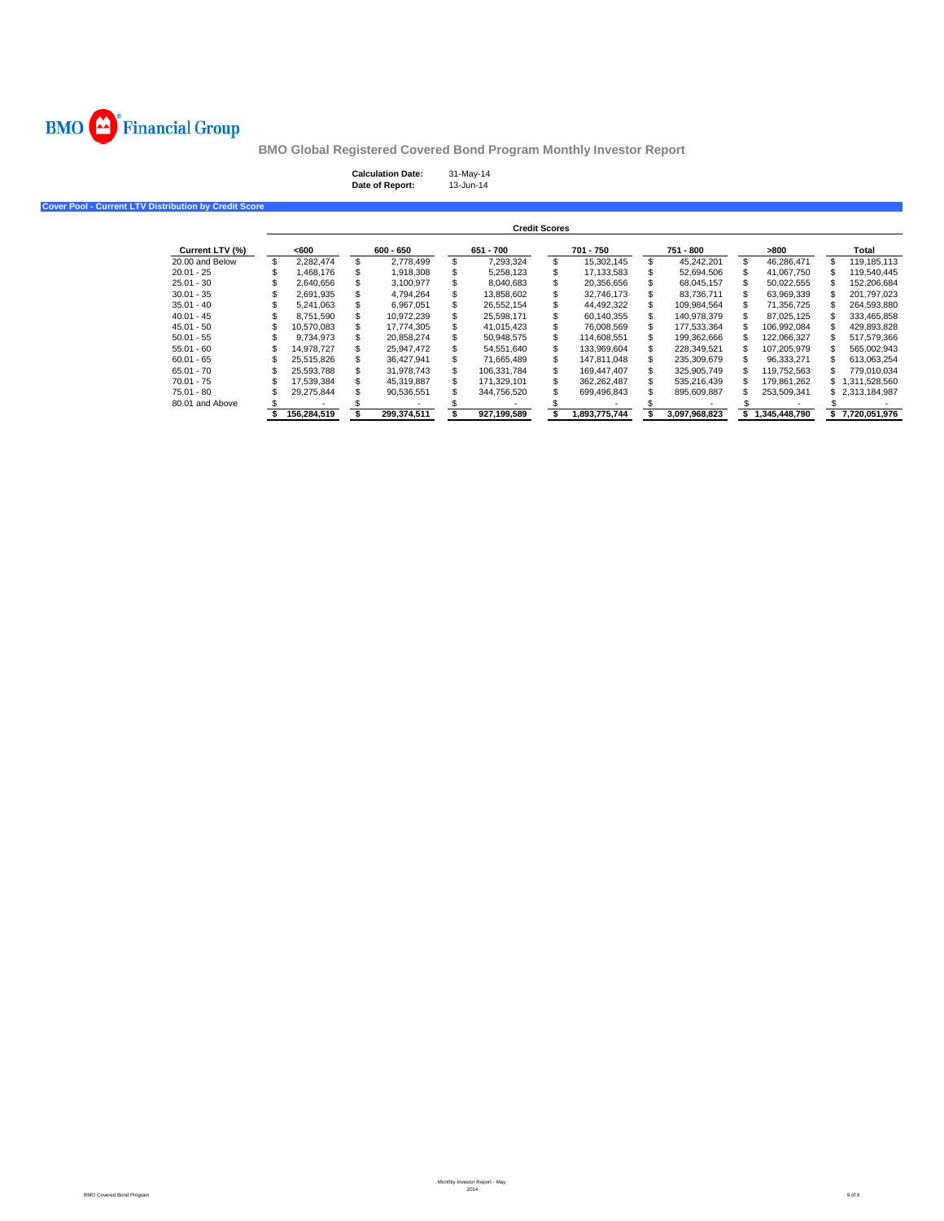BMO Financial Group

**BMO Global Registered Covered Bond Program Monthly Investor Report**

**Calculation Date:** 31-May-14
**Date of Report:** 13-Jun-14

**Cover Pool - Current LTV Distribution by Credit Score**

| | Credit Scores | | | | | | |
|---|---|---|---|---|---|---|---|
| **Current LTV (%)** | **<600** | **600 - 650** | **651 - 700** | **701 - 750** | **751 - 800** | **>800** | **Total** |
| 20.00 and Below | $ 2,282,474 | $ 2,778,499 | $ 7,293,324 | $ 15,302,145 | $ 45,242,201 | $ 46,286,471 | $ 119,185,113 |
| 20.01 - 25 | $ 1,468,176 | $ 1,918,308 | $ 5,258,123 | $ 17,133,583 | $ 52,694,506 | $ 41,067,750 | $ 119,540,445 |
| 25.01 - 30 | $ 2,640,656 | $ 3,100,977 | $ 8,040,683 | $ 20,356,656 | $ 68,045,157 | $ 50,022,555 | $ 152,206,684 |
| 30.01 - 35 | $ 2,691,935 | $ 4,794,264 | $ 13,858,602 | $ 32,746,173 | $ 83,736,711 | $ 63,969,339 | $ 201,797,023 |
| 35.01 - 40 | $ 5,241,063 | $ 6,967,051 | $ 26,552,154 | $ 44,492,322 | $ 109,984,564 | $ 71,356,725 | $ 264,593,880 |
| 40.01 - 45 | $ 8,751,590 | $ 10,972,239 | $ 25,598,171 | $ 60,140,355 | $ 140,978,379 | $ 87,025,125 | $ 333,465,858 |
| 45.01 - 50 | $ 10,570,083 | $ 17,774,305 | $ 41,015,423 | $ 76,008,569 | $ 177,533,364 | $ 106,992,084 | $ 429,893,828 |
| 50.01 - 55 | $ 9,734,973 | $ 20,858,274 | $ 50,948,575 | $ 114,608,551 | $ 199,362,666 | $ 122,066,327 | $ 517,579,366 |
| 55.01 - 60 | $ 14,978,727 | $ 25,947,472 | $ 54,551,640 | $ 133,969,604 | $ 228,349,521 | $ 107,205,979 | $ 565,002,943 |
| 60.01 - 65 | $ 25,515,826 | $ 36,427,941 | $ 71,665,489 | $ 147,811,048 | $ 235,309,679 | $ 96,333,271 | $ 613,063,254 |
| 65.01 - 70 | $ 25,593,788 | $ 31,978,743 | $ 106,331,784 | $ 169,447,407 | $ 325,905,749 | $ 119,752,563 | $ 779,010,034 |
| 70.01 - 75 | $ 17,539,384 | $ 45,319,887 | $ 171,329,101 | $ 362,262,487 | $ 535,216,439 | $ 179,861,262 | $ 1,311,528,560 |
| 75.01 - 80 | $ 29,275,844 | $ 90,536,551 | $ 344,756,520 | $ 699,496,843 | $ 895,609,887 | $ 253,509,341 | $ 2,313,184,987 |
| 80.01 and Above | $ - | $ - | $ - | $ - | $ - | $ - | $ - |
| | **$ 156,284,519** | **$ 299,374,511** | **$ 927,199,589** | **$ 1,893,775,744** | **$ 3,097,968,823** | **$ 1,345,448,790** | **$ 7,720,051,976** |